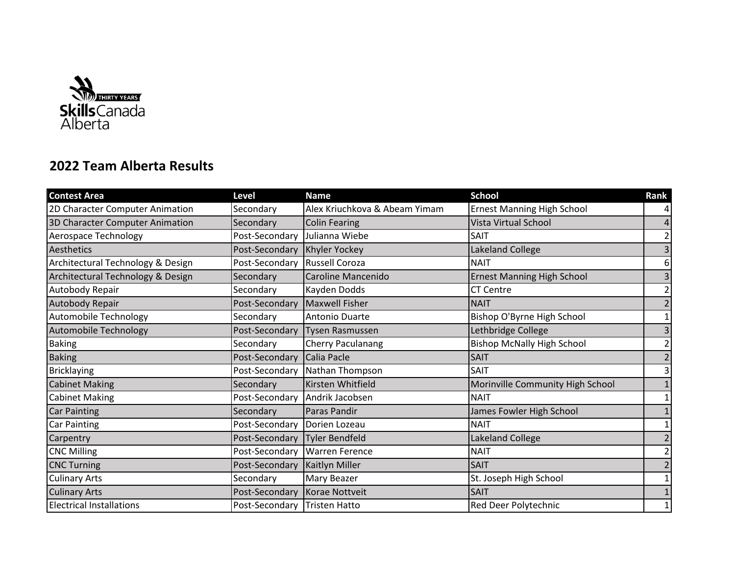Skills Canada Alberta — THIRTY YEARS

## 2022 Team Alberta Results

| Contest Area | Level | Name | School | Rank |
|---|---|---|---|---|
| 2D Character Computer Animation | Secondary | Alex Kriuchkova & Abeam Yimam | Ernest Manning High School | 4 |
| 3D Character Computer Animation | Secondary | Colin Fearing | Vista Virtual School | 4 |
| Aerospace Technology | Post-Secondary | Julianna Wiebe | SAIT | 2 |
| Aesthetics | Post-Secondary | Khyler Yockey | Lakeland College | 3 |
| Architectural Technology & Design | Post-Secondary | Russell Coroza | NAIT | 6 |
| Architectural Technology & Design | Secondary | Caroline Mancenido | Ernest Manning High School | 3 |
| Autobody Repair | Secondary | Kayden Dodds | CT Centre | 2 |
| Autobody Repair | Post-Secondary | Maxwell Fisher | NAIT | 2 |
| Automobile Technology | Secondary | Antonio Duarte | Bishop O'Byrne High School | 1 |
| Automobile Technology | Post-Secondary | Tysen Rasmussen | Lethbridge College | 3 |
| Baking | Secondary | Cherry Paculanang | Bishop McNally High School | 2 |
| Baking | Post-Secondary | Calia Pacle | SAIT | 2 |
| Bricklaying | Post-Secondary | Nathan Thompson | SAIT | 3 |
| Cabinet Making | Secondary | Kirsten Whitfield | Morinville Community High School | 1 |
| Cabinet Making | Post-Secondary | Andrik Jacobsen | NAIT | 1 |
| Car Painting | Secondary | Paras Pandir | James Fowler High School | 1 |
| Car Painting | Post-Secondary | Dorien Lozeau | NAIT | 1 |
| Carpentry | Post-Secondary | Tyler Bendfeld | Lakeland College | 2 |
| CNC Milling | Post-Secondary | Warren Ference | NAIT | 2 |
| CNC Turning | Post-Secondary | Kaitlyn Miller | SAIT | 2 |
| Culinary Arts | Secondary | Mary Beazer | St. Joseph High School | 1 |
| Culinary Arts | Post-Secondary | Korae Nottveit | SAIT | 1 |
| Electrical Installations | Post-Secondary | Tristen Hatto | Red Deer Polytechnic | 1 |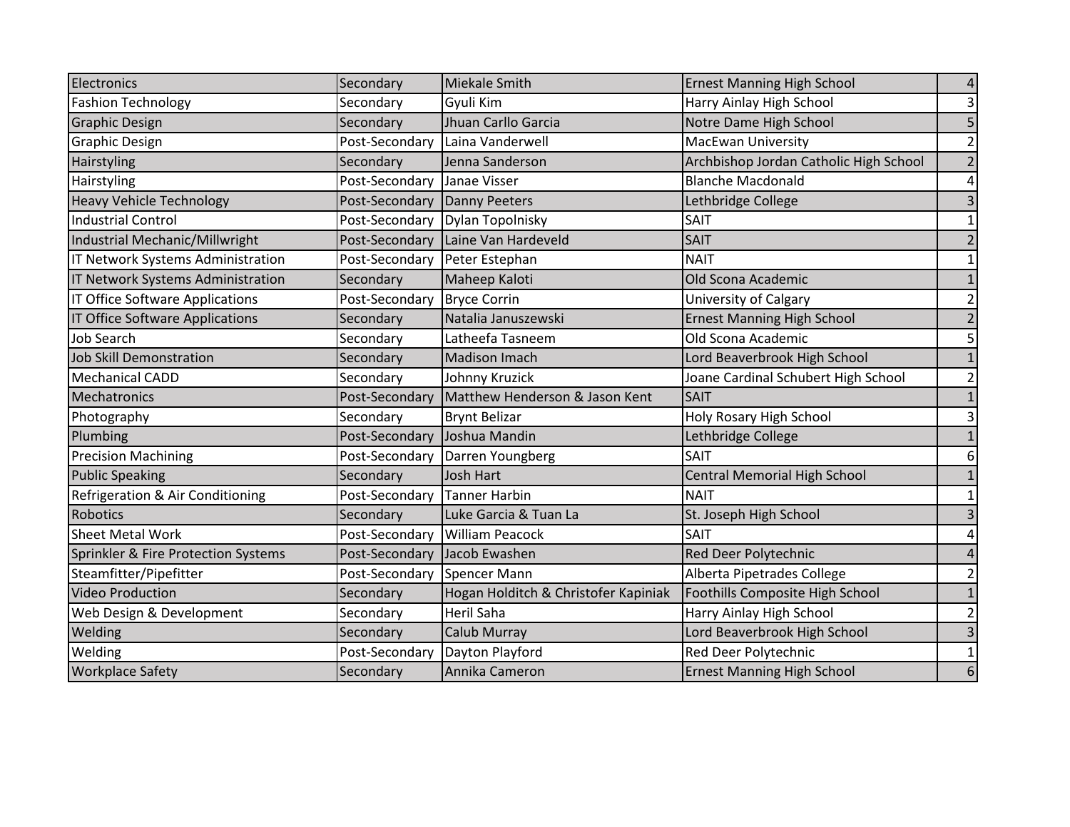| | | | | |
|---|---|---|---|---|
| Electronics | Secondary | Miekale Smith | Ernest Manning High School | 4 |
| Fashion Technology | Secondary | Gyuli Kim | Harry Ainlay High School | 3 |
| Graphic Design | Secondary | Jhuan Carllo Garcia | Notre Dame High School | 5 |
| Graphic Design | Post-Secondary | Laina Vanderwell | MacEwan University | 2 |
| Hairstyling | Secondary | Jenna Sanderson | Archbishop Jordan Catholic High School | 2 |
| Hairstyling | Post-Secondary | Janae Visser | Blanche Macdonald | 4 |
| Heavy Vehicle Technology | Post-Secondary | Danny Peeters | Lethbridge College | 3 |
| Industrial Control | Post-Secondary | Dylan Topolnisky | SAIT | 1 |
| Industrial Mechanic/Millwright | Post-Secondary | Laine Van Hardeveld | SAIT | 2 |
| IT Network Systems Administration | Post-Secondary | Peter Estephan | NAIT | 1 |
| IT Network Systems Administration | Secondary | Maheep Kaloti | Old Scona Academic | 1 |
| IT Office Software Applications | Post-Secondary | Bryce Corrin | University of Calgary | 2 |
| IT Office Software Applications | Secondary | Natalia Januszewski | Ernest Manning High School | 2 |
| Job Search | Secondary | Latheefa Tasneem | Old Scona Academic | 5 |
| Job Skill Demonstration | Secondary | Madison Imach | Lord Beaverbrook High School | 1 |
| Mechanical CADD | Secondary | Johnny Kruzick | Joane Cardinal Schubert High School | 2 |
| Mechatronics | Post-Secondary | Matthew Henderson & Jason Kent | SAIT | 1 |
| Photography | Secondary | Brynt Belizar | Holy Rosary High School | 3 |
| Plumbing | Post-Secondary | Joshua Mandin | Lethbridge College | 1 |
| Precision Machining | Post-Secondary | Darren Youngberg | SAIT | 6 |
| Public Speaking | Secondary | Josh Hart | Central Memorial High School | 1 |
| Refrigeration & Air Conditioning | Post-Secondary | Tanner Harbin | NAIT | 1 |
| Robotics | Secondary | Luke Garcia & Tuan La | St. Joseph High School | 3 |
| Sheet Metal Work | Post-Secondary | William Peacock | SAIT | 4 |
| Sprinkler & Fire Protection Systems | Post-Secondary | Jacob Ewashen | Red Deer Polytechnic | 4 |
| Steamfitter/Pipefitter | Post-Secondary | Spencer Mann | Alberta Pipetrades College | 2 |
| Video Production | Secondary | Hogan Holditch & Christofer Kapiniak | Foothills Composite High School | 1 |
| Web Design & Development | Secondary | Heril Saha | Harry Ainlay High School | 2 |
| Welding | Secondary | Calub Murray | Lord Beaverbrook High School | 3 |
| Welding | Post-Secondary | Dayton Playford | Red Deer Polytechnic | 1 |
| Workplace Safety | Secondary | Annika Cameron | Ernest Manning High School | 6 |